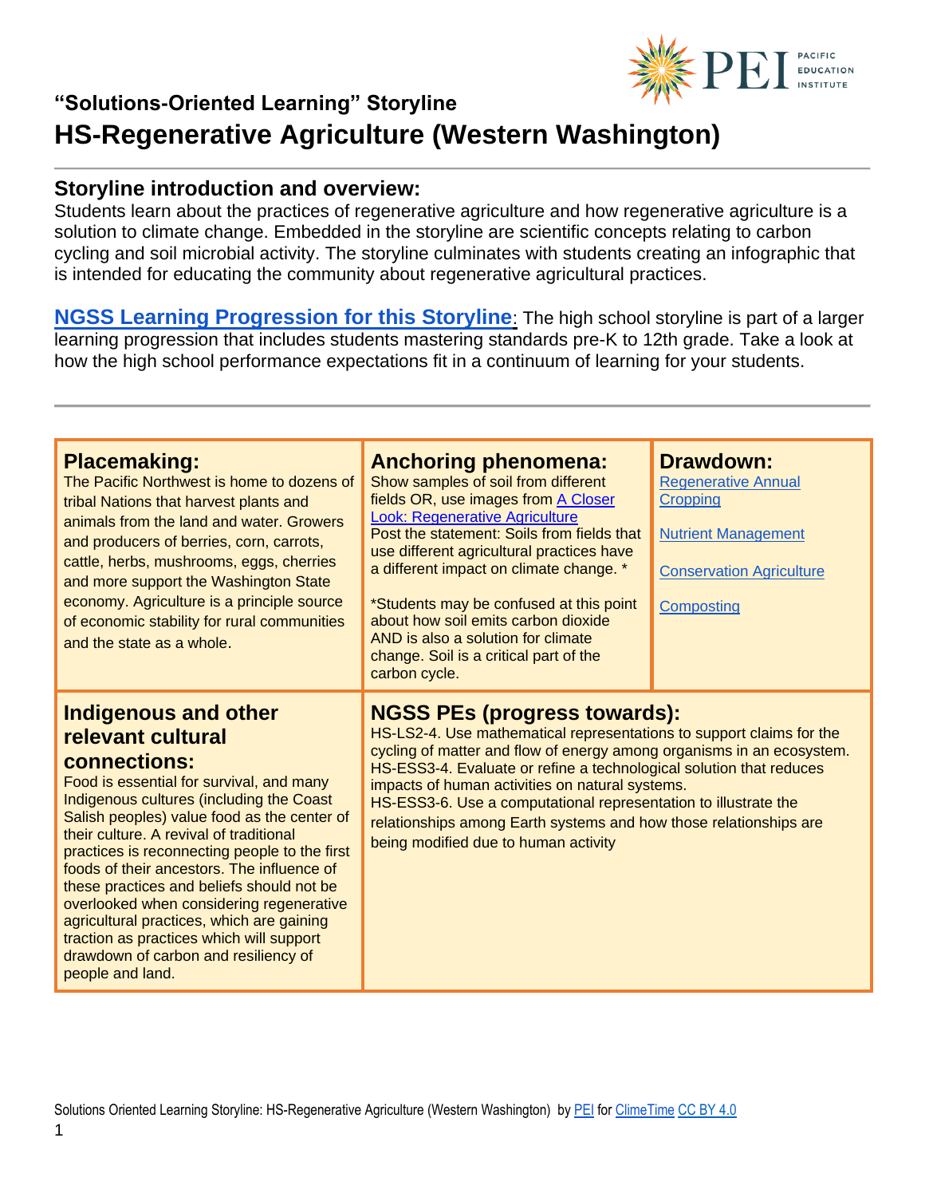## "Solutions-Oriented Learning" Storyline

# HS-Regenerative Agriculture (Western Washington)

## Storyline introduction and overview:

Students learn about the practices of regenerative agriculture and how regenerative agriculture is a solution to climate change. Embedded in the storyline are scientific concepts relating to carbon cycling and soil microbial activity. The storyline culminates with students creating an infographic that is intended for educating the community about regenerative agricultural practices.

**NGSS Learning Progression for this Storyline**: The high school storyline is part of a larger learning progression that includes students mastering standards pre-K to 12th grade. Take a look at how the high school performance expectations fit in a continuum of learning for your students.

---

### Placemaking:

The Pacific Northwest is home to dozens of tribal Nations that harvest plants and animals from the land and water. Growers and producers of berries, corn, carrots, cattle, herbs, mushrooms, eggs, cherries and more support the Washington State economy. Agriculture is a principle source of economic stability for rural communities and the state as a whole.

### Anchoring phenomena:

Show samples of soil from different fields OR, use images from A Closer Look: Regenerative Agriculture

Post the statement: Soils from fields that use different agricultural practices have a different impact on climate change. *

*Students may be confused at this point about how soil emits carbon dioxide AND is also a solution for climate change. Soil is a critical part of the carbon cycle.

### Drawdown:

Regenerative Annual Cropping

Nutrient Management

Conservation Agriculture

Composting

### Indigenous and other relevant cultural connections:

Food is essential for survival, and many Indigenous cultures (including the Coast Salish peoples) value food as the center of their culture. A revival of traditional practices is reconnecting people to the first foods of their ancestors. The influence of these practices and beliefs should not be overlooked when considering regenerative agricultural practices, which are gaining traction as practices which will support drawdown of carbon and resiliency of people and land.

### NGSS PEs (progress towards):

HS-LS2-4. Use mathematical representations to support claims for the cycling of matter and flow of energy among organisms in an ecosystem.
HS-ESS3-4. Evaluate or refine a technological solution that reduces impacts of human activities on natural systems.
HS-ESS3-6. Use a computational representation to illustrate the relationships among Earth systems and how those relationships are being modified due to human activity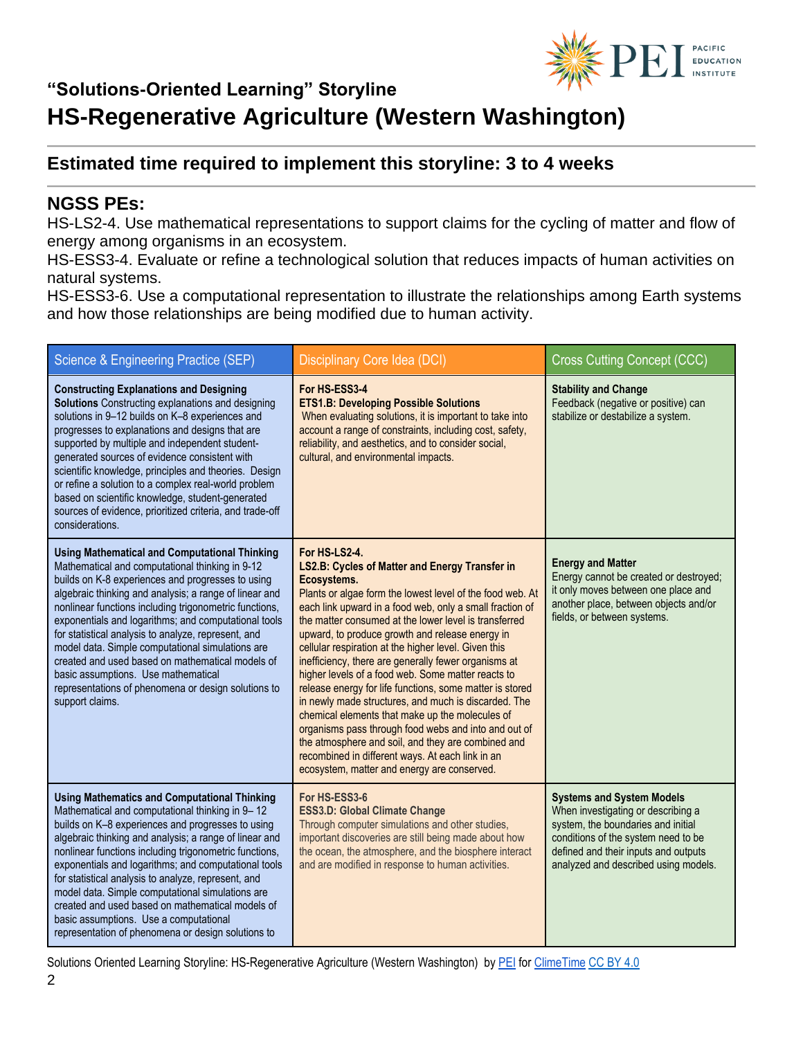## "Solutions-Oriented Learning" Storyline

# HS-Regenerative Agriculture (Western Washington)

## Estimated time required to implement this storyline: 3 to 4 weeks

## NGSS PEs:

HS-LS2-4. Use mathematical representations to support claims for the cycling of matter and flow of energy among organisms in an ecosystem.
HS-ESS3-4. Evaluate or refine a technological solution that reduces impacts of human activities on natural systems.
HS-ESS3-6. Use a computational representation to illustrate the relationships among Earth systems and how those relationships are being modified due to human activity.

| Science & Engineering Practice (SEP) | Disciplinary Core Idea (DCI) | Cross Cutting Concept (CCC) |
|---|---|---|
| **Constructing Explanations and Designing Solutions** Constructing explanations and designing solutions in 9–12 builds on K–8 experiences and progresses to explanations and designs that are supported by multiple and independent student-generated sources of evidence consistent with scientific knowledge, principles and theories. Design or refine a solution to a complex real-world problem based on scientific knowledge, student-generated sources of evidence, prioritized criteria, and trade-off considerations. | **For HS-ESS3-4** **ETS1.B: Developing Possible Solutions** When evaluating solutions, it is important to take into account a range of constraints, including cost, safety, reliability, and aesthetics, and to consider social, cultural, and environmental impacts. | **Stability and Change** Feedback (negative or positive) can stabilize or destabilize a system. |
| **Using Mathematical and Computational Thinking** Mathematical and computational thinking in 9-12 builds on K-8 experiences and progresses to using algebraic thinking and analysis; a range of linear and nonlinear functions including trigonometric functions, exponentials and logarithms; and computational tools for statistical analysis to analyze, represent, and model data. Simple computational simulations are created and used based on mathematical models of basic assumptions. Use mathematical representations of phenomena or design solutions to support claims. | **For HS-LS2-4.** **LS2.B: Cycles of Matter and Energy Transfer in Ecosystems.** Plants or algae form the lowest level of the food web. At each link upward in a food web, only a small fraction of the matter consumed at the lower level is transferred upward, to produce growth and release energy in cellular respiration at the higher level. Given this inefficiency, there are generally fewer organisms at higher levels of a food web. Some matter reacts to release energy for life functions, some matter is stored in newly made structures, and much is discarded. The chemical elements that make up the molecules of organisms pass through food webs and into and out of the atmosphere and soil, and they are combined and recombined in different ways. At each link in an ecosystem, matter and energy are conserved. | **Energy and Matter** Energy cannot be created or destroyed; it only moves between one place and another place, between objects and/or fields, or between systems. |
| **Using Mathematics and Computational Thinking** Mathematical and computational thinking in 9– 12 builds on K–8 experiences and progresses to using algebraic thinking and analysis; a range of linear and nonlinear functions including trigonometric functions, exponentials and logarithms; and computational tools for statistical analysis to analyze, represent, and model data. Simple computational simulations are created and used based on mathematical models of basic assumptions. Use a computational representation of phenomena or design solutions to | **For HS-ESS3-6** **ESS3.D: Global Climate Change** Through computer simulations and other studies, important discoveries are still being made about how the ocean, the atmosphere, and the biosphere interact and are modified in response to human activities. | **Systems and System Models** When investigating or describing a system, the boundaries and initial conditions of the system need to be defined and their inputs and outputs analyzed and described using models. |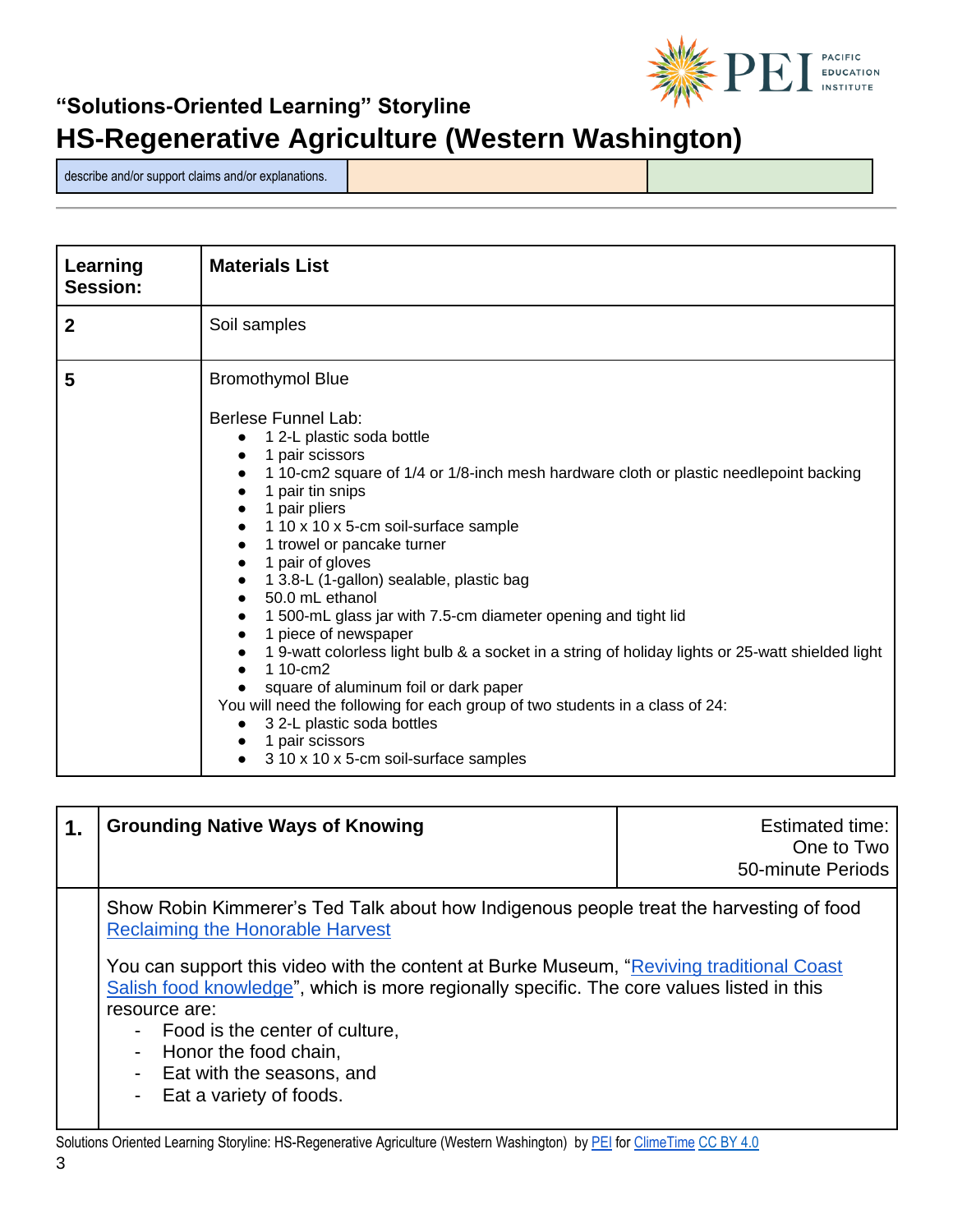## "Solutions-Oriented Learning" Storyline

# HS-Regenerative Agriculture (Western Washington)

| describe and/or support claims and/or explanations. | | |
|---|---|---|

| Learning Session: | Materials List |
|---|---|
| 2 | Soil samples |
| 5 | Bromothymol Blue<br><br>Berlese Funnel Lab:<br>• 1 2-L plastic soda bottle<br>• 1 pair scissors<br>• 1 10-cm2 square of 1/4 or 1/8-inch mesh hardware cloth or plastic needlepoint backing<br>• 1 pair tin snips<br>• 1 pair pliers<br>• 1 10 x 10 x 5-cm soil-surface sample<br>• 1 trowel or pancake turner<br>• 1 pair of gloves<br>• 1 3.8-L (1-gallon) sealable, plastic bag<br>• 50.0 mL ethanol<br>• 1 500-mL glass jar with 7.5-cm diameter opening and tight lid<br>• 1 piece of newspaper<br>• 1 9-watt colorless light bulb & a socket in a string of holiday lights or 25-watt shielded light<br>• 1 10-cm2<br>• square of aluminum foil or dark paper<br>You will need the following for each group of two students in a class of 24:<br>• 3 2-L plastic soda bottles<br>• 1 pair scissors<br>• 3 10 x 10 x 5-cm soil-surface samples |

| 1. | Grounding Native Ways of Knowing | Estimated time: One to Two 50-minute Periods |
|---|---|---|
| | Show Robin Kimmerer's Ted Talk about how Indigenous people treat the harvesting of food [Reclaiming the Honorable Harvest]<br><br>You can support this video with the content at Burke Museum, "[Reviving traditional Coast Salish food knowledge]", which is more regionally specific. The core values listed in this resource are:<br>- Food is the center of culture,<br>- Honor the food chain,<br>- Eat with the seasons, and<br>- Eat a variety of foods. | |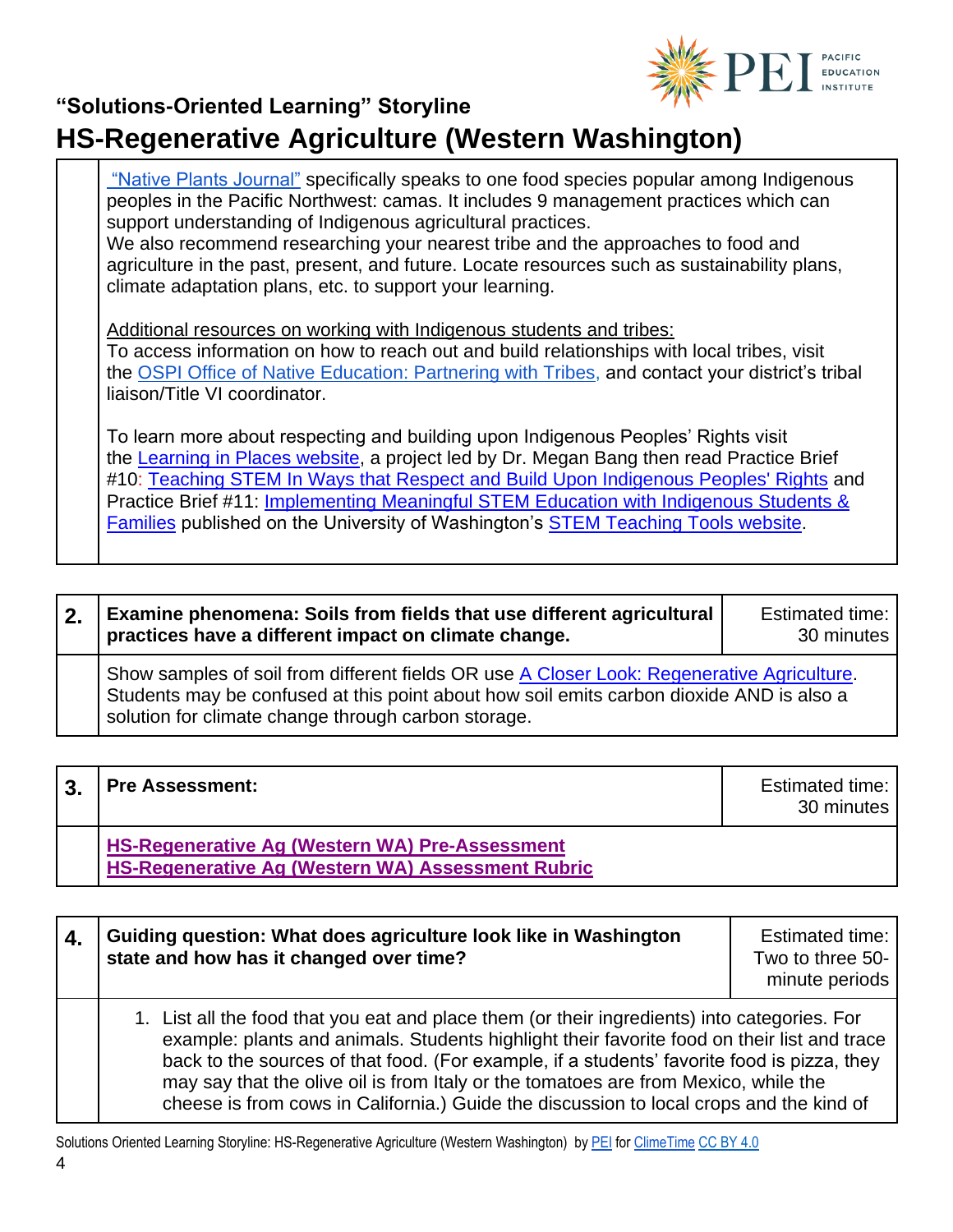"Native Plants Journal" specifically speaks to one food species popular among Indigenous peoples in the Pacific Northwest: camas. It includes 9 management practices which can support understanding of Indigenous agricultural practices.
We also recommend researching your nearest tribe and the approaches to food and agriculture in the past, present, and future. Locate resources such as sustainability plans, climate adaptation plans, etc. to support your learning.

Additional resources on working with Indigenous students and tribes:
To access information on how to reach out and build relationships with local tribes, visit the OSPI Office of Native Education: Partnering with Tribes, and contact your district's tribal liaison/Title VI coordinator.

To learn more about respecting and building upon Indigenous Peoples' Rights visit the Learning in Places website, a project led by Dr. Megan Bang then read Practice Brief #10: Teaching STEM In Ways that Respect and Build Upon Indigenous Peoples' Rights and Practice Brief #11: Implementing Meaningful STEM Education with Indigenous Students & Families published on the University of Washington's STEM Teaching Tools website.

| 2. | **Examine phenomena: Soils from fields that use different agricultural practices have a different impact on climate change.** | Estimated time: 30 minutes |
|---|---|---|
| | Show samples of soil from different fields OR use A Closer Look: Regenerative Agriculture. Students may be confused at this point about how soil emits carbon dioxide AND is also a solution for climate change through carbon storage. | |

| 3. | **Pre Assessment:** | Estimated time: 30 minutes |
|---|---|---|
| | **HS-Regenerative Ag (Western WA) Pre-Assessment**<br>**HS-Regenerative Ag (Western WA) Assessment Rubric** | |

| 4. | **Guiding question: What does agriculture look like in Washington state and how has it changed over time?** | Estimated time: Two to three 50-minute periods |
|---|---|---|
| | 1. List all the food that you eat and place them (or their ingredients) into categories. For example: plants and animals. Students highlight their favorite food on their list and trace back to the sources of that food. (For example, if a students' favorite food is pizza, they may say that the olive oil is from Italy or the tomatoes are from Mexico, while the cheese is from cows in California.) Guide the discussion to local crops and the kind of | |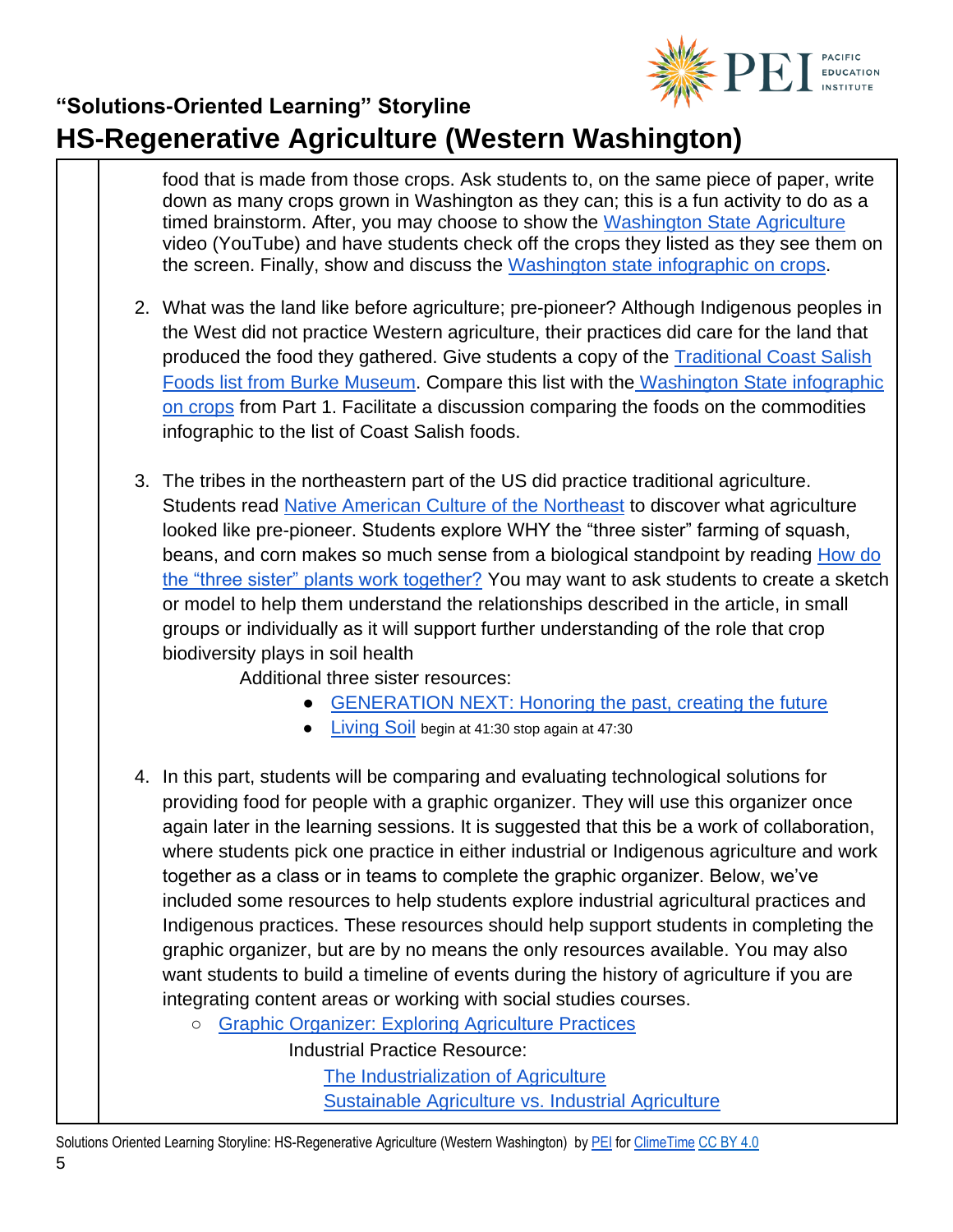food that is made from those crops. Ask students to, on the same piece of paper, write down as many crops grown in Washington as they can; this is a fun activity to do as a timed brainstorm. After, you may choose to show the Washington State Agriculture video (YouTube) and have students check off the crops they listed as they see them on the screen. Finally, show and discuss the Washington state infographic on crops.

2. What was the land like before agriculture; pre-pioneer? Although Indigenous peoples in the West did not practice Western agriculture, their practices did care for the land that produced the food they gathered. Give students a copy of the Traditional Coast Salish Foods list from Burke Museum. Compare this list with the Washington State infographic on crops from Part 1. Facilitate a discussion comparing the foods on the commodities infographic to the list of Coast Salish foods.

3. The tribes in the northeastern part of the US did practice traditional agriculture. Students read Native American Culture of the Northeast to discover what agriculture looked like pre-pioneer. Students explore WHY the "three sister" farming of squash, beans, and corn makes so much sense from a biological standpoint by reading How do the "three sister" plants work together? You may want to ask students to create a sketch or model to help them understand the relationships described in the article, in small groups or individually as it will support further understanding of the role that crop biodiversity plays in soil health

   Additional three sister resources:
   - GENERATION NEXT: Honoring the past, creating the future
   - Living Soil begin at 41:30 stop again at 47:30

4. In this part, students will be comparing and evaluating technological solutions for providing food for people with a graphic organizer. They will use this organizer once again later in the learning sessions. It is suggested that this be a work of collaboration, where students pick one practice in either industrial or Indigenous agriculture and work together as a class or in teams to complete the graphic organizer. Below, we've included some resources to help students explore industrial agricultural practices and Indigenous practices. These resources should help support students in completing the graphic organizer, but are by no means the only resources available. You may also want students to build a timeline of events during the history of agriculture if you are integrating content areas or working with social studies courses.
   - Graphic Organizer: Exploring Agriculture Practices

     Industrial Practice Resource:

     The Industrialization of Agriculture
     Sustainable Agriculture vs. Industrial Agriculture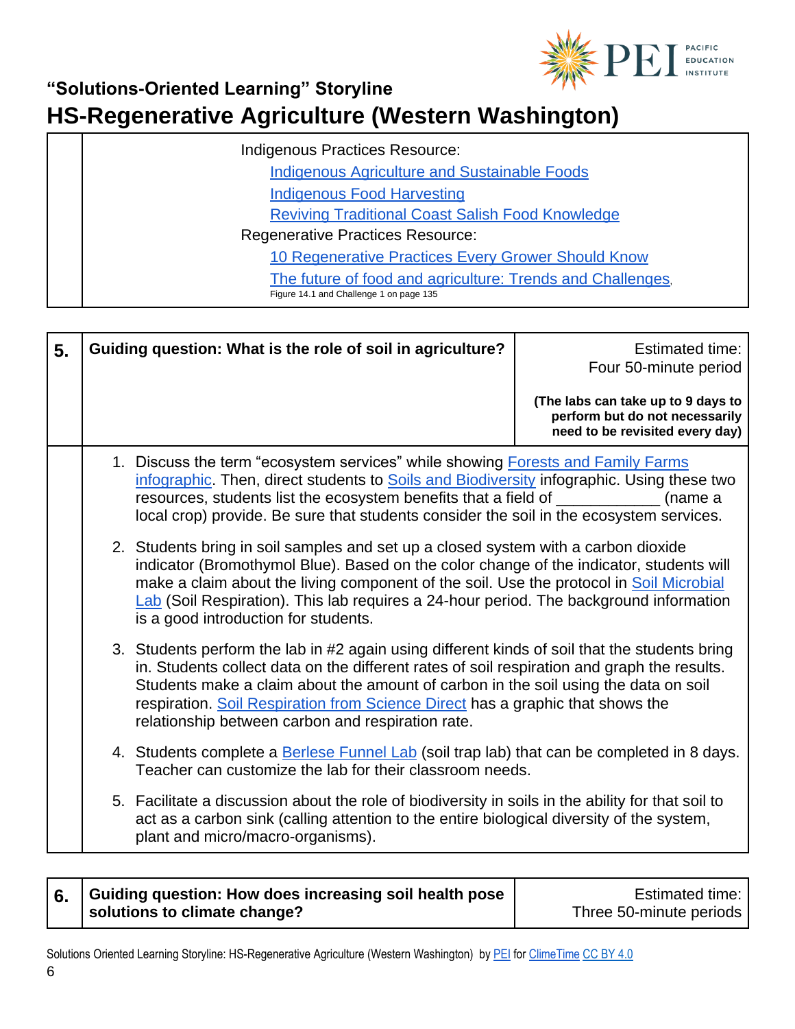Indigenous Practices Resource:

- Indigenous Agriculture and Sustainable Foods
- Indigenous Food Harvesting
- Reviving Traditional Coast Salish Food Knowledge

Regenerative Practices Resource:

- 10 Regenerative Practices Every Grower Should Know
- The future of food and agriculture: Trends and Challenges, Figure 14.1 and Challenge 1 on page 135

| 5. | Guiding question: What is the role of soil in agriculture? | Estimated time: Four 50-minute period<br><br>**(The labs can take up to 9 days to perform but do not necessarily need to be revisited every day)** |
|---|---|---|

1. Discuss the term "ecosystem services" while showing Forests and Family Farms infographic. Then, direct students to Soils and Biodiversity infographic. Using these two resources, students list the ecosystem benefits that a field of ___________ (name a local crop) provide. Be sure that students consider the soil in the ecosystem services.
2. Students bring in soil samples and set up a closed system with a carbon dioxide indicator (Bromothymol Blue). Based on the color change of the indicator, students will make a claim about the living component of the soil. Use the protocol in Soil Microbial Lab (Soil Respiration). This lab requires a 24-hour period. The background information is a good introduction for students.
3. Students perform the lab in #2 again using different kinds of soil that the students bring in. Students collect data on the different rates of soil respiration and graph the results. Students make a claim about the amount of carbon in the soil using the data on soil respiration. Soil Respiration from Science Direct has a graphic that shows the relationship between carbon and respiration rate.
4. Students complete a Berlese Funnel Lab (soil trap lab) that can be completed in 8 days. Teacher can customize the lab for their classroom needs.
5. Facilitate a discussion about the role of biodiversity in soils in the ability for that soil to act as a carbon sink (calling attention to the entire biological diversity of the system, plant and micro/macro-organisms).

| 6. | Guiding question: How does increasing soil health pose solutions to climate change? | Estimated time: Three 50-minute periods |
|---|---|---|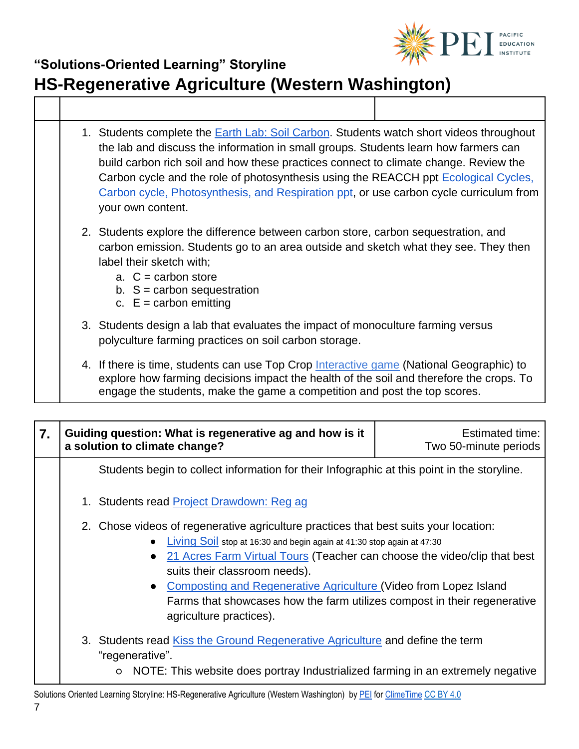| | | |
|---|---|---|
| | 1. Students complete the Earth Lab: Soil Carbon. Students watch short videos throughout the lab and discuss the information in small groups. Students learn how farmers can build carbon rich soil and how these practices connect to climate change. Review the Carbon cycle and the role of photosynthesis using the REACCH ppt Ecological Cycles, Carbon cycle, Photosynthesis, and Respiration ppt, or use carbon cycle curriculum from your own content.<br><br>2. Students explore the difference between carbon store, carbon sequestration, and carbon emission. Students go to an area outside and sketch what they see. They then label their sketch with;<br>a. C = carbon store<br>b. S = carbon sequestration<br>c. E = carbon emitting<br><br>3. Students design a lab that evaluates the impact of monoculture farming versus polyculture farming practices on soil carbon storage.<br><br>4. If there is time, students can use Top Crop Interactive game (National Geographic) to explore how farming decisions impact the health of the soil and therefore the crops. To engage the students, make the game a competition and post the top scores. | |

| **7.** | **Guiding question: What is regenerative ag and how is it a solution to climate change?** | Estimated time: Two 50-minute periods |
|---|---|---|
| | Students begin to collect information for their Infographic at this point in the storyline.<br><br>1. Students read Project Drawdown: Reg ag<br><br>2. Chose videos of regenerative agriculture practices that best suits your location:<br>• Living Soil stop at 16:30 and begin again at 41:30 stop again at 47:30<br>• 21 Acres Farm Virtual Tours (Teacher can choose the video/clip that best suits their classroom needs).<br>• Composting and Regenerative Agriculture (Video from Lopez Island Farms that showcases how the farm utilizes compost in their regenerative agriculture practices).<br><br>3. Students read Kiss the Ground Regenerative Agriculture and define the term "regenerative".<br>○ NOTE: This website does portray Industrialized farming in an extremely negative | |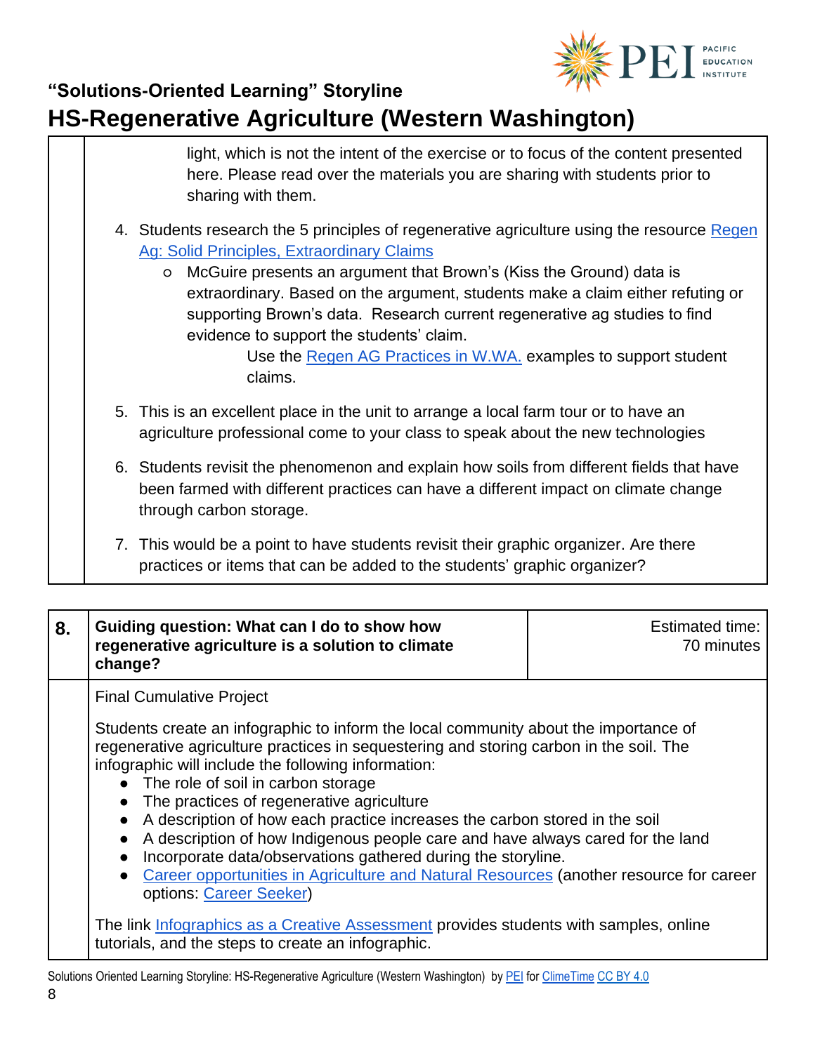light, which is not the intent of the exercise or to focus of the content presented here. Please read over the materials you are sharing with students prior to sharing with them.

4. Students research the 5 principles of regenerative agriculture using the resource Regen Ag: Solid Principles, Extraordinary Claims
   - McGuire presents an argument that Brown's (Kiss the Ground) data is extraordinary. Based on the argument, students make a claim either refuting or supporting Brown's data. Research current regenerative ag studies to find evidence to support the students' claim.

     Use the Regen AG Practices in W.WA. examples to support student claims.

5. This is an excellent place in the unit to arrange a local farm tour or to have an agriculture professional come to your class to speak about the new technologies

6. Students revisit the phenomenon and explain how soils from different fields that have been farmed with different practices can have a different impact on climate change through carbon storage.

7. This would be a point to have students revisit their graphic organizer. Are there practices or items that can be added to the students' graphic organizer?

| **8.** | **Guiding question: What can I do to show how regenerative agriculture is a solution to climate change?** | Estimated time: 70 minutes |
|---|---|---|

Final Cumulative Project

Students create an infographic to inform the local community about the importance of regenerative agriculture practices in sequestering and storing carbon in the soil. The infographic will include the following information:

- The role of soil in carbon storage
- The practices of regenerative agriculture
- A description of how each practice increases the carbon stored in the soil
- A description of how Indigenous people care and have always cared for the land
- Incorporate data/observations gathered during the storyline.
- Career opportunities in Agriculture and Natural Resources (another resource for career options: Career Seeker)

The link Infographics as a Creative Assessment provides students with samples, online tutorials, and the steps to create an infographic.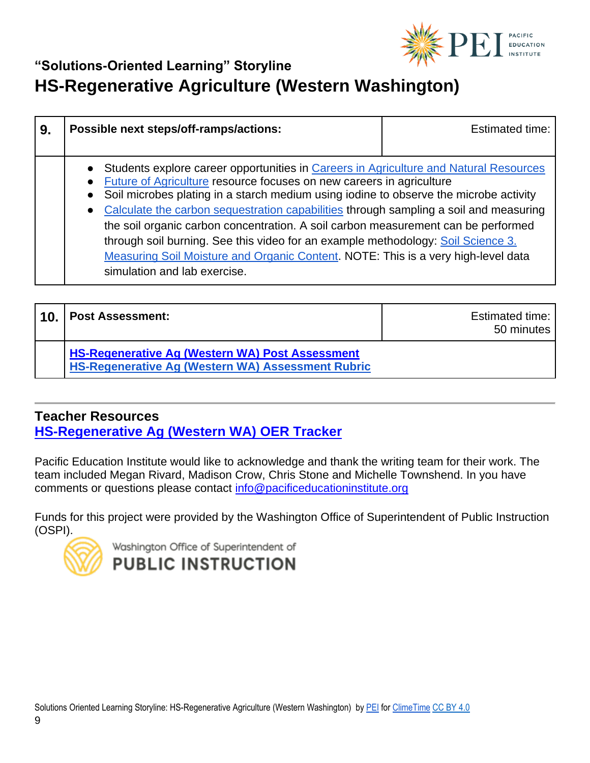## "Solutions-Oriented Learning" Storyline

# HS-Regenerative Agriculture (Western Washington)

| 9. | Possible next steps/off-ramps/actions: | Estimated time: |
|---|---|---|
| | • Students explore career opportunities in Careers in Agriculture and Natural Resources<br>• Future of Agriculture resource focuses on new careers in agriculture<br>• Soil microbes plating in a starch medium using iodine to observe the microbe activity<br>• Calculate the carbon sequestration capabilities through sampling a soil and measuring the soil organic carbon concentration. A soil carbon measurement can be performed through soil burning. See this video for an example methodology: Soil Science 3. Measuring Soil Moisture and Organic Content. NOTE: This is a very high-level data simulation and lab exercise. | |

| 10. | Post Assessment: | Estimated time: 50 minutes |
|---|---|---|
| | **HS-Regenerative Ag (Western WA) Post Assessment**<br>**HS-Regenerative Ag (Western WA) Assessment Rubric** | |

## Teacher Resources

**HS-Regenerative Ag (Western WA) OER Tracker**

Pacific Education Institute would like to acknowledge and thank the writing team for their work. The team included Megan Rivard, Madison Crow, Chris Stone and Michelle Townshend. In you have comments or questions please contact info@pacificeducationinstitute.org

Funds for this project were provided by the Washington Office of Superintendent of Public Instruction (OSPI).

Washington Office of Superintendent of PUBLIC INSTRUCTION

Solutions Oriented Learning Storyline: HS-Regenerative Agriculture (Western Washington) by PEI for ClimeTime CC BY 4.0